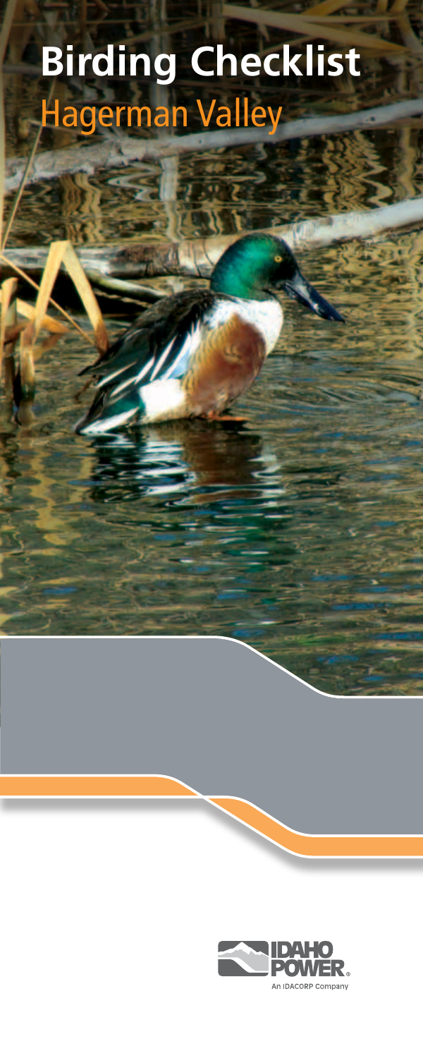# Birding Checklist

## Hagerman Valley

IDAHO POWER®

An IDACORP Company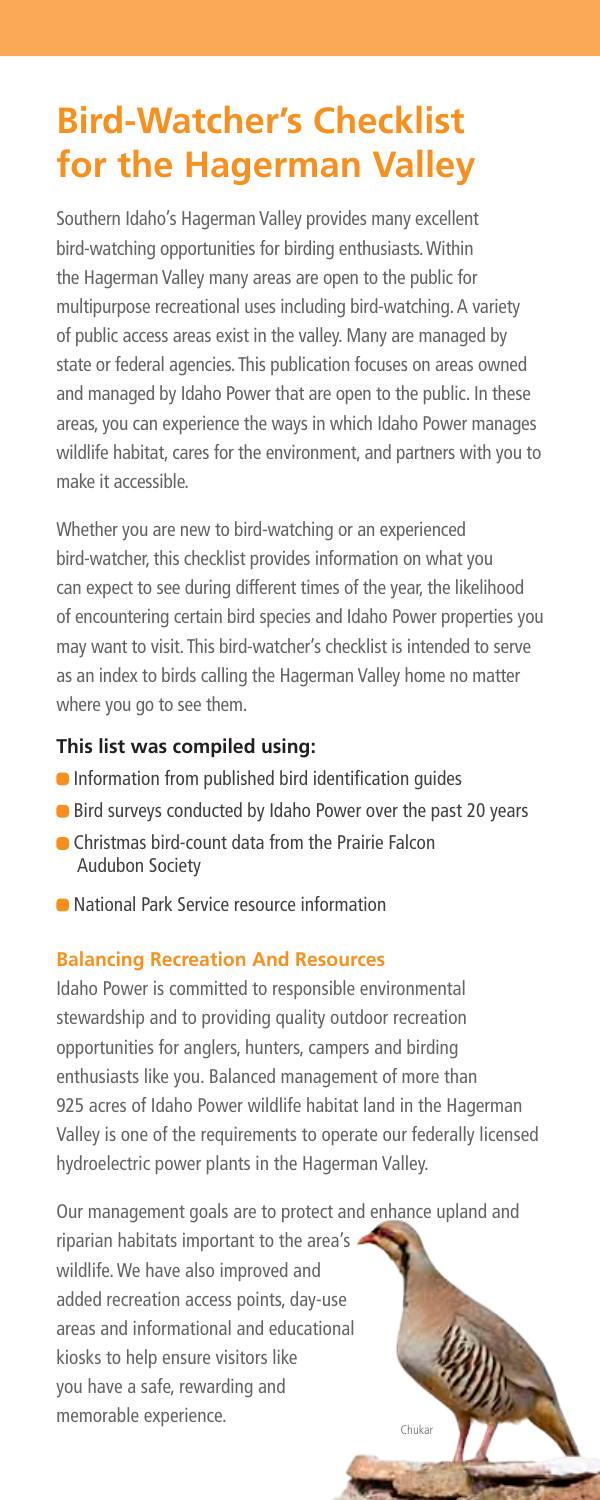# Bird-Watcher's Checklist for the Hagerman Valley

Southern Idaho's Hagerman Valley provides many excellent bird-watching opportunities for birding enthusiasts. Within the Hagerman Valley many areas are open to the public for multipurpose recreational uses including bird-watching. A variety of public access areas exist in the valley. Many are managed by state or federal agencies. This publication focuses on areas owned and managed by Idaho Power that are open to the public. In these areas, you can experience the ways in which Idaho Power manages wildlife habitat, cares for the environment, and partners with you to make it accessible.

Whether you are new to bird-watching or an experienced bird-watcher, this checklist provides information on what you can expect to see during different times of the year, the likelihood of encountering certain bird species and Idaho Power properties you may want to visit. This bird-watcher's checklist is intended to serve as an index to birds calling the Hagerman Valley home no matter where you go to see them.

**This list was compiled using:**

- Information from published bird identification guides
- Bird surveys conducted by Idaho Power over the past 20 years
- Christmas bird-count data from the Prairie Falcon Audubon Society
- National Park Service resource information

### Balancing Recreation And Resources

Idaho Power is committed to responsible environmental stewardship and to providing quality outdoor recreation opportunities for anglers, hunters, campers and birding enthusiasts like you. Balanced management of more than 925 acres of Idaho Power wildlife habitat land in the Hagerman Valley is one of the requirements to operate our federally licensed hydroelectric power plants in the Hagerman Valley.

Our management goals are to protect and enhance upland and riparian habitats important to the area's wildlife. We have also improved and added recreation access points, day-use areas and informational and educational kiosks to help ensure visitors like you have a safe, rewarding and memorable experience.

Chukar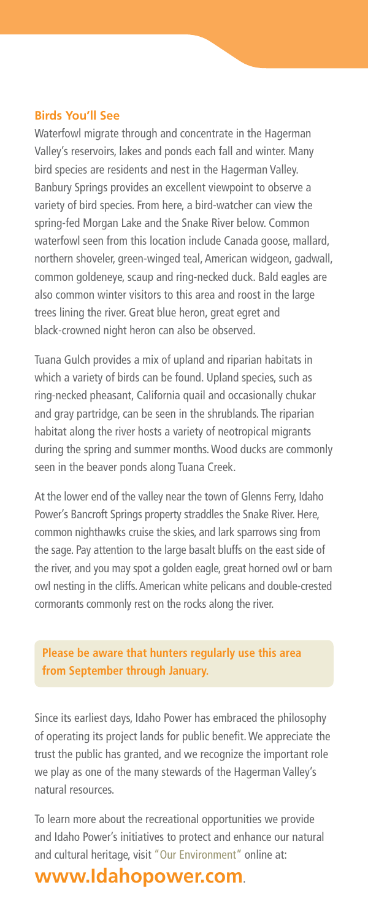## Birds You'll See

Waterfowl migrate through and concentrate in the Hagerman Valley's reservoirs, lakes and ponds each fall and winter. Many bird species are residents and nest in the Hagerman Valley. Banbury Springs provides an excellent viewpoint to observe a variety of bird species. From here, a bird-watcher can view the spring-fed Morgan Lake and the Snake River below. Common waterfowl seen from this location include Canada goose, mallard, northern shoveler, green-winged teal, American widgeon, gadwall, common goldeneye, scaup and ring-necked duck. Bald eagles are also common winter visitors to this area and roost in the large trees lining the river. Great blue heron, great egret and black-crowned night heron can also be observed.

Tuana Gulch provides a mix of upland and riparian habitats in which a variety of birds can be found. Upland species, such as ring-necked pheasant, California quail and occasionally chukar and gray partridge, can be seen in the shrublands. The riparian habitat along the river hosts a variety of neotropical migrants during the spring and summer months. Wood ducks are commonly seen in the beaver ponds along Tuana Creek.

At the lower end of the valley near the town of Glenns Ferry, Idaho Power's Bancroft Springs property straddles the Snake River. Here, common nighthawks cruise the skies, and lark sparrows sing from the sage. Pay attention to the large basalt bluffs on the east side of the river, and you may spot a golden eagle, great horned owl or barn owl nesting in the cliffs. American white pelicans and double-crested cormorants commonly rest on the rocks along the river.

**Please be aware that hunters regularly use this area from September through January.**

Since its earliest days, Idaho Power has embraced the philosophy of operating its project lands for public benefit. We appreciate the trust the public has granted, and we recognize the important role we play as one of the many stewards of the Hagerman Valley's natural resources.

To learn more about the recreational opportunities we provide and Idaho Power's initiatives to protect and enhance our natural and cultural heritage, visit "Our Environment" online at:

**www.Idahopower.com**.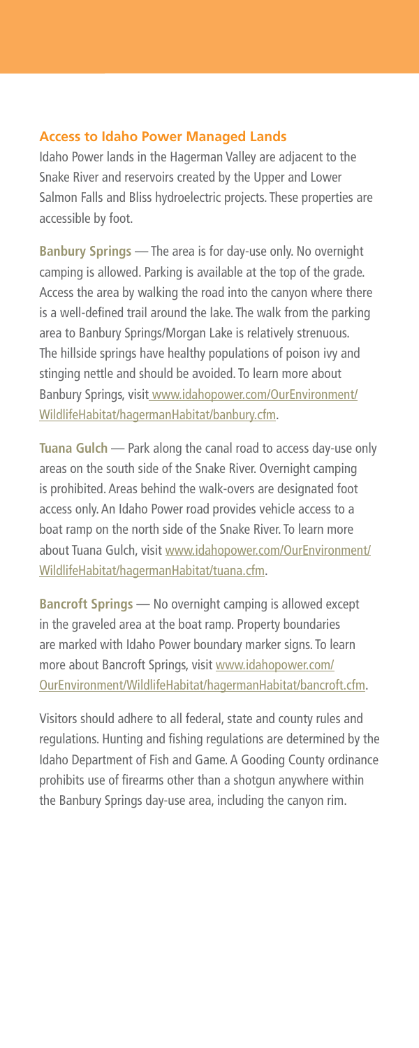## Access to Idaho Power Managed Lands

Idaho Power lands in the Hagerman Valley are adjacent to the Snake River and reservoirs created by the Upper and Lower Salmon Falls and Bliss hydroelectric projects. These properties are accessible by foot.

**Banbury Springs** — The area is for day-use only. No overnight camping is allowed. Parking is available at the top of the grade. Access the area by walking the road into the canyon where there is a well-defined trail around the lake. The walk from the parking area to Banbury Springs/Morgan Lake is relatively strenuous. The hillside springs have healthy populations of poison ivy and stinging nettle and should be avoided. To learn more about Banbury Springs, visit www.idahopower.com/OurEnvironment/WildlifeHabitat/hagermanHabitat/banbury.cfm.

**Tuana Gulch** — Park along the canal road to access day-use only areas on the south side of the Snake River. Overnight camping is prohibited. Areas behind the walk-overs are designated foot access only. An Idaho Power road provides vehicle access to a boat ramp on the north side of the Snake River. To learn more about Tuana Gulch, visit www.idahopower.com/OurEnvironment/WildlifeHabitat/hagermanHabitat/tuana.cfm.

**Bancroft Springs** — No overnight camping is allowed except in the graveled area at the boat ramp. Property boundaries are marked with Idaho Power boundary marker signs. To learn more about Bancroft Springs, visit www.idahopower.com/OurEnvironment/WildlifeHabitat/hagermanHabitat/bancroft.cfm.

Visitors should adhere to all federal, state and county rules and regulations. Hunting and fishing regulations are determined by the Idaho Department of Fish and Game. A Gooding County ordinance prohibits use of firearms other than a shotgun anywhere within the Banbury Springs day-use area, including the canyon rim.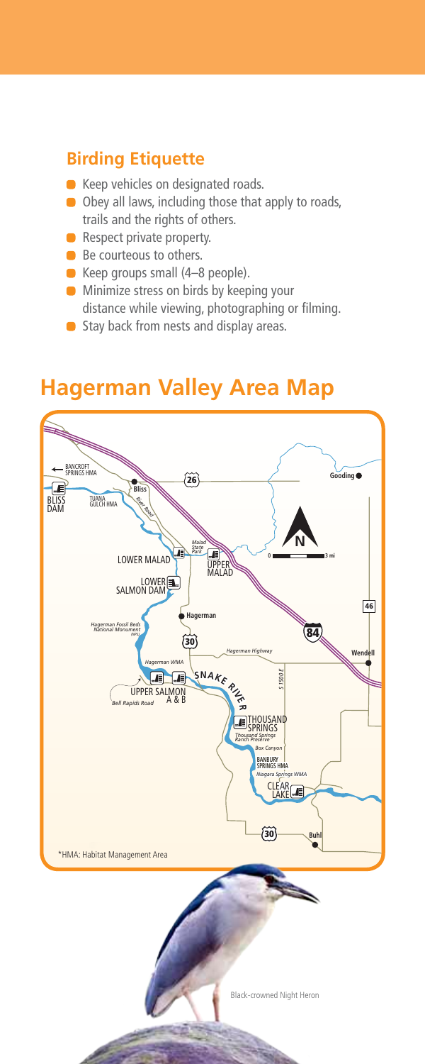## Birding Etiquette

- Keep vehicles on designated roads.
- Obey all laws, including those that apply to roads, trails and the rights of others.
- Respect private property.
- Be courteous to others.
- Keep groups small (4–8 people).
- Minimize stress on birds by keeping your distance while viewing, photographing or filming.
- Stay back from nests and display areas.

# Hagerman Valley Area Map

BANCROFT SPRINGS HMA

BLISS DAM

TUANA GULCH HMA

Bliss

River Road

26

Gooding

N

0 — 3 mi

Malad State Park

LOWER MALAD

UPPER MALAD

LOWER SALMON DAM

Hagerman

46

Hagerman Fossil Beds National Monument (NPS)

30

84

Hagerman Highway

Wendell

Hagerman WMA

SNAKE RIVER

S 1500 E

UPPER SALMON A & B

Bell Rapids Road

THOUSAND SPRINGS

Thousand Springs Ranch Preserve

Box Canyon

BANBURY SPRINGS HMA

Niagara Springs WMA

CLEAR LAKE

30

Buhl

*HMA: Habitat Management Area

Black-crowned Night Heron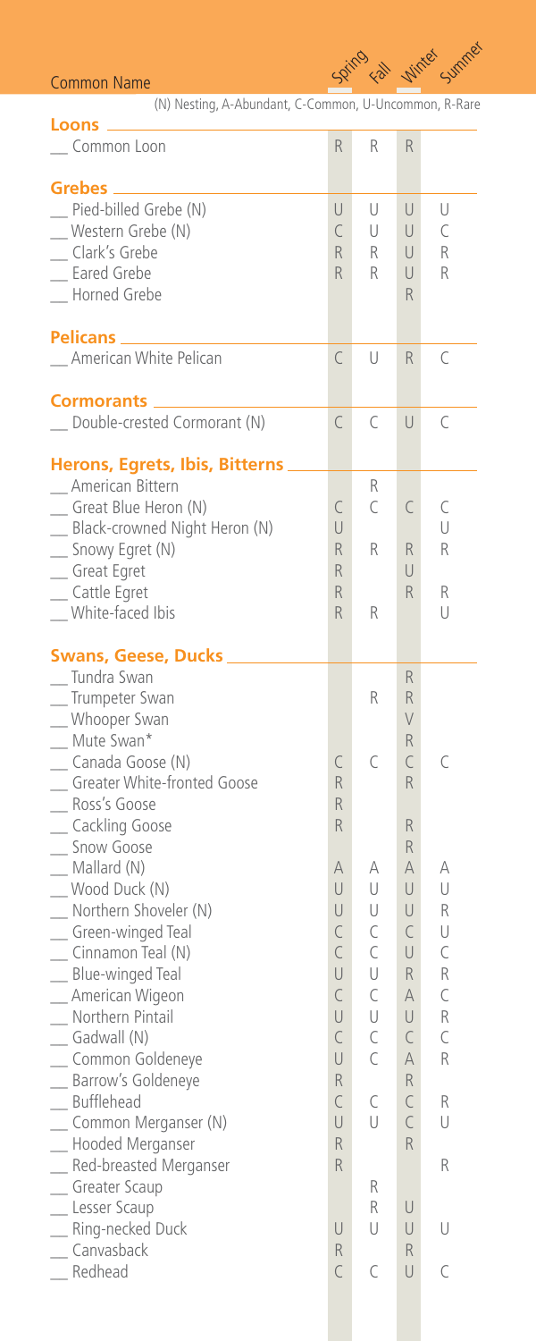(N) Nesting, A-Abundant, C-Common, U-Uncommon, R-Rare

| Common Name | Spring | Fall | Winter | Summer |
|---|---|---|---|---|
| **Loons** | | | | |
| __ Common Loon | R | R | R | |
| **Grebes** | | | | |
| __ Pied-billed Grebe (N) | U | U | U | U |
| __ Western Grebe (N) | C | U | U | C |
| __ Clark's Grebe | R | R | U | R |
| __ Eared Grebe | R | R | U | R |
| __ Horned Grebe | | | R | |
| **Pelicans** | | | | |
| __ American White Pelican | C | U | R | C |
| **Cormorants** | | | | |
| __ Double-crested Cormorant (N) | C | C | U | C |
| **Herons, Egrets, Ibis, Bitterns** | | | | |
| __ American Bittern | | R | | |
| __ Great Blue Heron (N) | C | C | C | C |
| __ Black-crowned Night Heron (N) | U | | | U |
| __ Snowy Egret (N) | R | R | R | R |
| __ Great Egret | R | | U | |
| __ Cattle Egret | R | | R | R |
| __ White-faced Ibis | R | R | | U |
| **Swans, Geese, Ducks** | | | | |
| __ Tundra Swan | | | R | |
| __ Trumpeter Swan | | R | R | |
| __ Whooper Swan | | | V | |
| __ Mute Swan* | | | R | |
| __ Canada Goose (N) | C | C | C | C |
| __ Greater White-fronted Goose | R | | R | |
| __ Ross's Goose | R | | | |
| __ Cackling Goose | R | | R | |
| __ Snow Goose | | | R | |
| __ Mallard (N) | A | A | A | A |
| __ Wood Duck (N) | U | U | U | U |
| __ Northern Shoveler (N) | U | U | U | R |
| __ Green-winged Teal | C | C | C | U |
| __ Cinnamon Teal (N) | C | C | U | C |
| __ Blue-winged Teal | U | U | R | R |
| __ American Wigeon | C | C | A | C |
| __ Northern Pintail | U | U | U | R |
| __ Gadwall (N) | C | C | C | C |
| __ Common Goldeneye | U | C | A | R |
| __ Barrow's Goldeneye | R | | R | |
| __ Bufflehead | C | C | C | R |
| __ Common Merganser (N) | U | U | C | U |
| __ Hooded Merganser | R | | R | |
| __ Red-breasted Merganser | R | | | R |
| __ Greater Scaup | | R | | |
| __ Lesser Scaup | | R | U | |
| __ Ring-necked Duck | U | U | U | U |
| __ Canvasback | R | | R | |
| __ Redhead | C | C | U | C |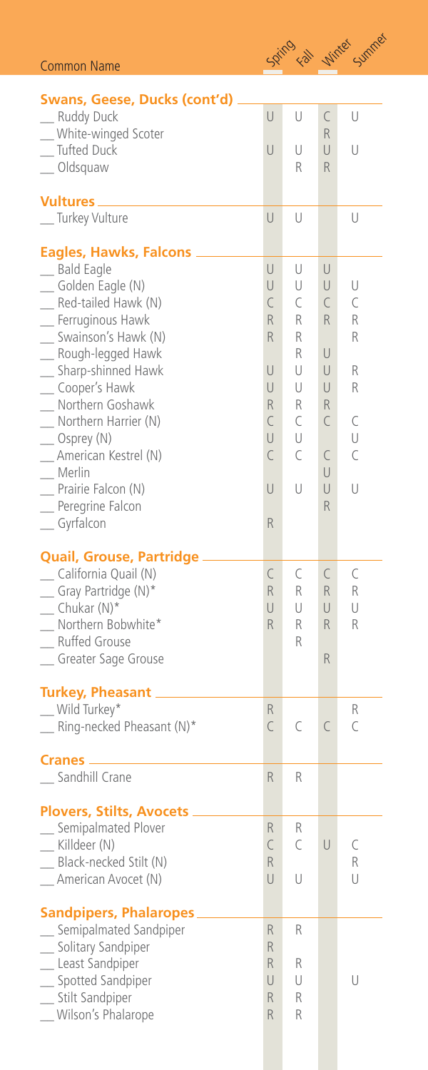| Common Name | Spring | Fall | Winter | Summer |
|---|---|---|---|---|
| **Swans, Geese, Ducks (cont'd)** | | | | |
| __ Ruddy Duck | U | U | C | U |
| __ White-winged Scoter | | | R | |
| __ Tufted Duck | U | U | U | U |
| __ Oldsquaw | | R | R | |
| **Vultures** | | | | |
| __ Turkey Vulture | U | U | | U |
| **Eagles, Hawks, Falcons** | | | | |
| __ Bald Eagle | U | U | U | |
| __ Golden Eagle (N) | U | U | U | U |
| __ Red-tailed Hawk (N) | C | C | C | C |
| __ Ferruginous Hawk | R | R | R | R |
| __ Swainson's Hawk (N) | R | R | | R |
| __ Rough-legged Hawk | | R | U | |
| __ Sharp-shinned Hawk | U | U | U | R |
| __ Cooper's Hawk | U | U | U | R |
| __ Northern Goshawk | R | R | R | |
| __ Northern Harrier (N) | C | C | C | C |
| __ Osprey (N) | U | U | | U |
| __ American Kestrel (N) | C | C | C | C |
| __ Merlin | | | U | |
| __ Prairie Falcon (N) | U | U | U | U |
| __ Peregrine Falcon | | | R | |
| __ Gyrfalcon | R | | | |
| **Quail, Grouse, Partridge** | | | | |
| __ California Quail (N) | C | C | C | C |
| __ Gray Partridge (N)* | R | R | R | R |
| __ Chukar (N)* | U | U | U | U |
| __ Northern Bobwhite* | R | R | R | R |
| __ Ruffed Grouse | | R | | |
| __ Greater Sage Grouse | | | R | |
| **Turkey, Pheasant** | | | | |
| __ Wild Turkey* | R | | | R |
| __ Ring-necked Pheasant (N)* | C | C | C | C |
| **Cranes** | | | | |
| __ Sandhill Crane | R | R | | |
| **Plovers, Stilts, Avocets** | | | | |
| __ Semipalmated Plover | R | R | | |
| __ Killdeer (N) | C | C | U | C |
| __ Black-necked Stilt (N) | R | | | R |
| __ American Avocet (N) | U | U | | U |
| **Sandpipers, Phalaropes** | | | | |
| __ Semipalmated Sandpiper | R | R | | |
| __ Solitary Sandpiper | R | | | |
| __ Least Sandpiper | R | R | | |
| __ Spotted Sandpiper | U | U | | U |
| __ Stilt Sandpiper | R | R | | |
| __ Wilson's Phalarope | R | R | | |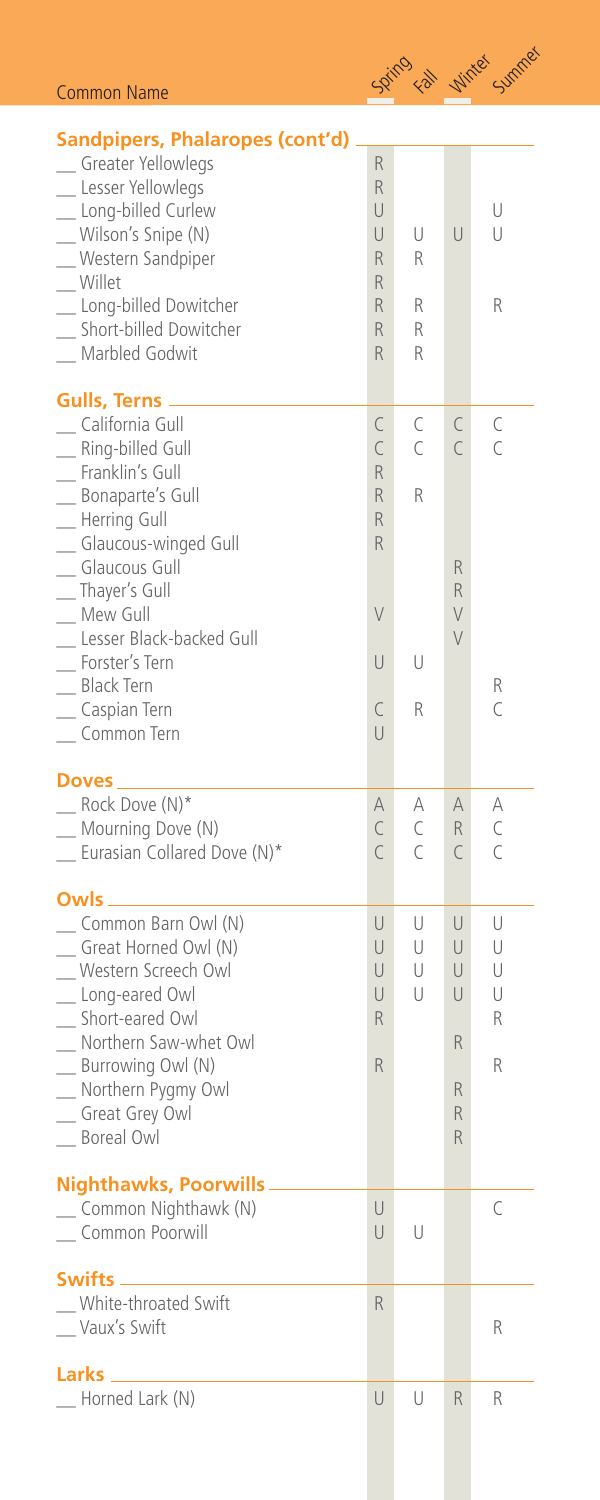| Common Name | Spring | Fall | Winter | Summer |
|---|---|---|---|---|
| **Sandpipers, Phalaropes (cont'd)** | | | | |
| __ Greater Yellowlegs | R | | | |
| __ Lesser Yellowlegs | R | | | |
| __ Long-billed Curlew | U | | | U |
| __ Wilson's Snipe (N) | U | U | U | U |
| __ Western Sandpiper | R | R | | |
| __ Willet | R | | | |
| __ Long-billed Dowitcher | R | R | | R |
| __ Short-billed Dowitcher | R | R | | |
| __ Marbled Godwit | R | R | | |
| **Gulls, Terns** | | | | |
| __ California Gull | C | C | C | C |
| __ Ring-billed Gull | C | C | C | C |
| __ Franklin's Gull | R | | | |
| __ Bonaparte's Gull | R | R | | |
| __ Herring Gull | R | | | |
| __ Glaucous-winged Gull | R | | | |
| __ Glaucous Gull | | | R | |
| __ Thayer's Gull | | | R | |
| __ Mew Gull | V | | V | |
| __ Lesser Black-backed Gull | | | V | |
| __ Forster's Tern | U | U | | |
| __ Black Tern | | | | R |
| __ Caspian Tern | C | R | | C |
| __ Common Tern | U | | | |
| **Doves** | | | | |
| __ Rock Dove (N)* | A | A | A | A |
| __ Mourning Dove (N) | C | C | R | C |
| __ Eurasian Collared Dove (N)* | C | C | C | C |
| **Owls** | | | | |
| __ Common Barn Owl (N) | U | U | U | U |
| __ Great Horned Owl (N) | U | U | U | U |
| __ Western Screech Owl | U | U | U | U |
| __ Long-eared Owl | U | U | U | U |
| __ Short-eared Owl | R | | | R |
| __ Northern Saw-whet Owl | | | R | |
| __ Burrowing Owl (N) | R | | | R |
| __ Northern Pygmy Owl | | | R | |
| __ Great Grey Owl | | | R | |
| __ Boreal Owl | | | R | |
| **Nighthawks, Poorwills** | | | | |
| __ Common Nighthawk (N) | U | | | C |
| __ Common Poorwill | U | U | | |
| **Swifts** | | | | |
| __ White-throated Swift | R | | | |
| __ Vaux's Swift | | | | R |
| **Larks** | | | | |
| __ Horned Lark (N) | U | U | R | R |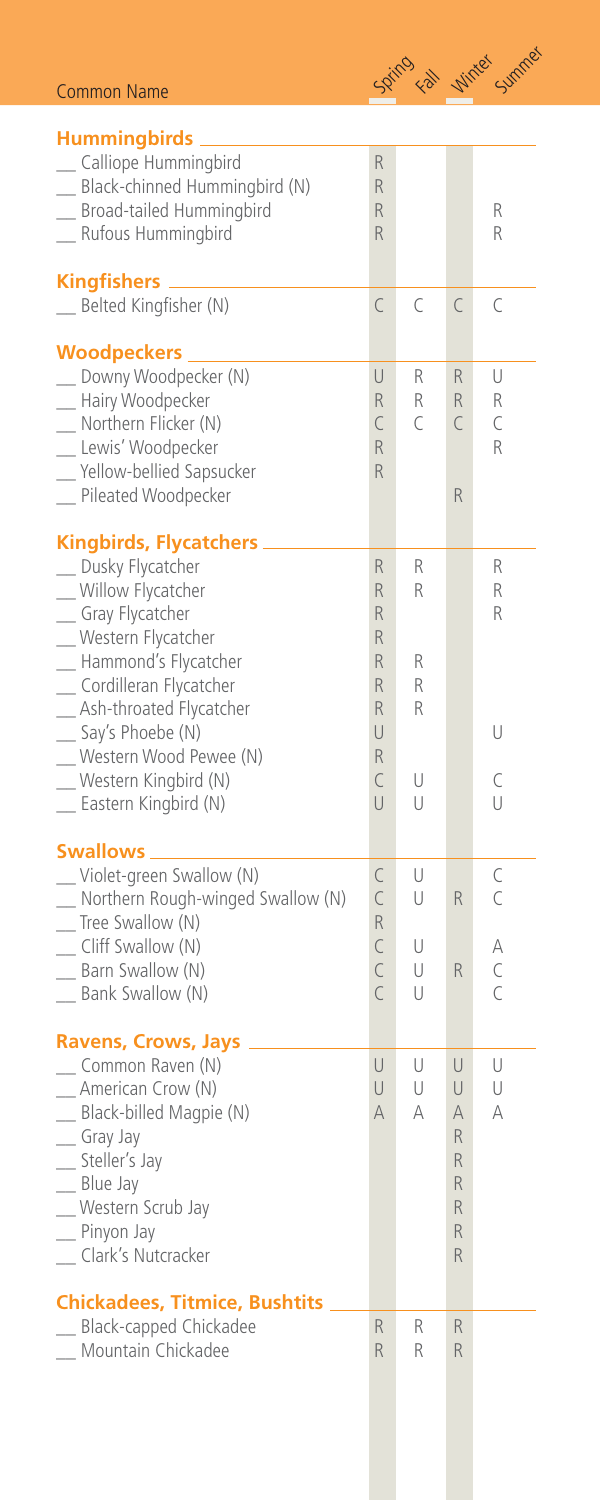| Common Name | Spring | Fall | Winter | Summer |
|---|---|---|---|---|
| **Hummingbirds** | | | | |
| __ Calliope Hummingbird | R | | | |
| __ Black-chinned Hummingbird (N) | R | | | |
| __ Broad-tailed Hummingbird | R | | | R |
| __ Rufous Hummingbird | R | | | R |
| **Kingfishers** | | | | |
| __ Belted Kingfisher (N) | C | C | C | C |
| **Woodpeckers** | | | | |
| __ Downy Woodpecker (N) | U | R | R | U |
| __ Hairy Woodpecker | R | R | R | R |
| __ Northern Flicker (N) | C | C | C | C |
| __ Lewis' Woodpecker | R | | | R |
| __ Yellow-bellied Sapsucker | R | | | |
| __ Pileated Woodpecker | | | R | |
| **Kingbirds, Flycatchers** | | | | |
| __ Dusky Flycatcher | R | R | | R |
| __ Willow Flycatcher | R | R | | R |
| __ Gray Flycatcher | R | | | R |
| __ Western Flycatcher | R | | | |
| __ Hammond's Flycatcher | R | R | | |
| __ Cordilleran Flycatcher | R | R | | |
| __ Ash-throated Flycatcher | R | R | | |
| __ Say's Phoebe (N) | U | | | U |
| __ Western Wood Pewee (N) | R | | | |
| __ Western Kingbird (N) | C | U | | C |
| __ Eastern Kingbird (N) | U | U | | U |
| **Swallows** | | | | |
| __ Violet-green Swallow (N) | C | U | | C |
| __ Northern Rough-winged Swallow (N) | C | U | R | C |
| __ Tree Swallow (N) | R | | | |
| __ Cliff Swallow (N) | C | U | | A |
| __ Barn Swallow (N) | C | U | R | C |
| __ Bank Swallow (N) | C | U | | C |
| **Ravens, Crows, Jays** | | | | |
| __ Common Raven (N) | U | U | U | U |
| __ American Crow (N) | U | U | U | U |
| __ Black-billed Magpie (N) | A | A | A | A |
| __ Gray Jay | | | R | |
| __ Steller's Jay | | | R | |
| __ Blue Jay | | | R | |
| __ Western Scrub Jay | | | R | |
| __ Pinyon Jay | | | R | |
| __ Clark's Nutcracker | | | R | |
| **Chickadees, Titmice, Bushtits** | | | | |
| __ Black-capped Chickadee | R | R | R | |
| __ Mountain Chickadee | R | R | R | |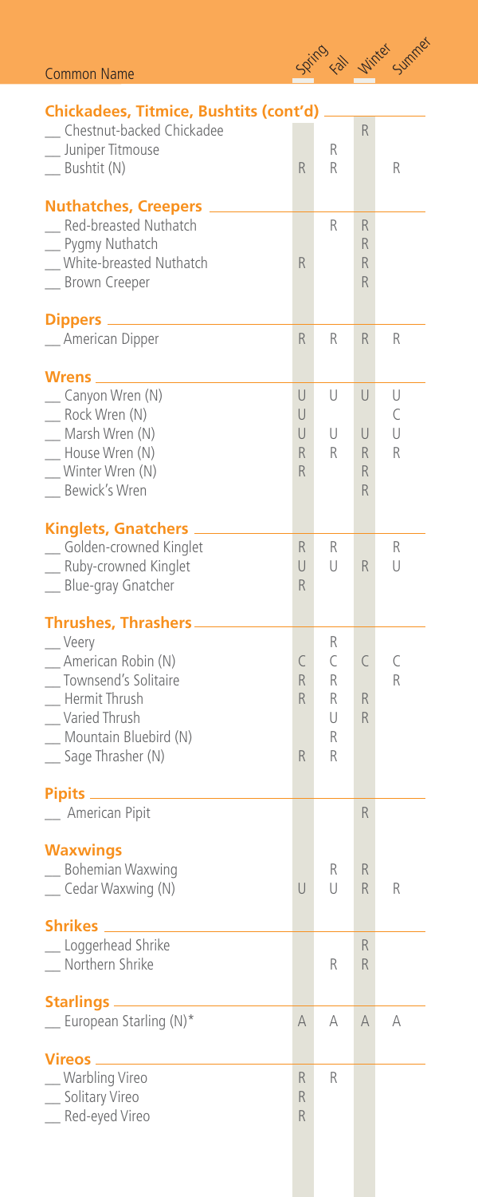| Common Name | Spring | Fall | Winter | Summer |
|---|---|---|---|---|
| **Chickadees, Titmice, Bushtits (cont'd)** | | | | |
| __ Chestnut-backed Chickadee | | | R | |
| __ Juniper Titmouse | | R | | |
| __ Bushtit (N) | R | R | | R |
| **Nuthatches, Creepers** | | | | |
| __ Red-breasted Nuthatch | | R | R | |
| __ Pygmy Nuthatch | | | R | |
| __ White-breasted Nuthatch | R | | R | |
| __ Brown Creeper | | | R | |
| **Dippers** | | | | |
| __ American Dipper | R | R | R | R |
| **Wrens** | | | | |
| __ Canyon Wren (N) | U | U | U | U |
| __ Rock Wren (N) | U | | | C |
| __ Marsh Wren (N) | U | U | U | U |
| __ House Wren (N) | R | R | R | R |
| __ Winter Wren (N) | R | | R | |
| __ Bewick's Wren | | | R | |
| **Kinglets, Gnatchers** | | | | |
| __ Golden-crowned Kinglet | R | R | | R |
| __ Ruby-crowned Kinglet | U | U | R | U |
| __ Blue-gray Gnatcher | R | | | |
| **Thrushes, Thrashers** | | | | |
| __ Veery | | R | | |
| __ American Robin (N) | C | C | C | C |
| __ Townsend's Solitaire | R | R | | R |
| __ Hermit Thrush | R | R | R | |
| __ Varied Thrush | | U | R | |
| __ Mountain Bluebird (N) | | R | | |
| __ Sage Thrasher (N) | R | R | | |
| **Pipits** | | | | |
| __ American Pipit | | | R | |
| **Waxwings** | | | | |
| __ Bohemian Waxwing | | R | R | |
| __ Cedar Waxwing (N) | U | U | R | R |
| **Shrikes** | | | | |
| __ Loggerhead Shrike | | | R | |
| __ Northern Shrike | | R | R | |
| **Starlings** | | | | |
| __ European Starling (N)* | A | A | A | A |
| **Vireos** | | | | |
| __ Warbling Vireo | R | R | | |
| __ Solitary Vireo | R | | | |
| __ Red-eyed Vireo | R | | | |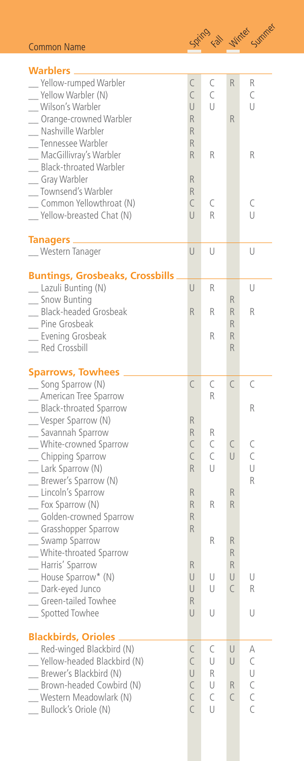| Common Name | Spring | Fall | Winter | Summer |
|---|---|---|---|---|
| **Warblers** | | | | |
| __ Yellow-rumped Warbler | C | C | R | R |
| __ Yellow Warbler (N) | C | C | | C |
| __ Wilson's Warbler | U | U | | U |
| __ Orange-crowned Warbler | R | | R | |
| __ Nashville Warbler | R | | | |
| __ Tennessee Warbler | R | | | |
| __ MacGillivray's Warbler | R | R | | R |
| __ Black-throated Warbler | | | | |
| __ Gray Warbler | R | | | |
| __ Townsend's Warbler | R | | | |
| __ Common Yellowthroat (N) | C | C | | C |
| __ Yellow-breasted Chat (N) | U | R | | U |
| **Tanagers** | | | | |
| __ Western Tanager | U | U | | U |
| **Buntings, Grosbeaks, Crossbills** | | | | |
| __ Lazuli Bunting (N) | U | R | | U |
| __ Snow Bunting | | | R | |
| __ Black-headed Grosbeak | R | R | R | R |
| __ Pine Grosbeak | | | R | |
| __ Evening Grosbeak | | R | R | |
| __ Red Crossbill | | | R | |
| **Sparrows, Towhees** | | | | |
| __ Song Sparrow (N) | C | C | C | C |
| __ American Tree Sparrow | | R | | |
| __ Black-throated Sparrow | | | | R |
| __ Vesper Sparrow (N) | R | | | |
| __ Savannah Sparrow | R | R | | |
| __ White-crowned Sparrow | C | C | C | C |
| __ Chipping Sparrow | C | C | U | C |
| __ Lark Sparrow (N) | R | U | | U |
| __ Brewer's Sparrow (N) | | | | R |
| __ Lincoln's Sparrow | R | | R | |
| __ Fox Sparrow (N) | R | R | R | |
| __ Golden-crowned Sparrow | R | | | |
| __ Grasshopper Sparrow | R | | | |
| __ Swamp Sparrow | | R | R | |
| __ White-throated Sparrow | | | R | |
| __ Harris' Sparrow | R | | R | |
| __ House Sparrow* (N) | U | U | U | U |
| __ Dark-eyed Junco | U | U | C | R |
| __ Green-tailed Towhee | R | | | |
| __ Spotted Towhee | U | U | | U |
| **Blackbirds, Orioles** | | | | |
| __ Red-winged Blackbird (N) | C | C | U | A |
| __ Yellow-headed Blackbird (N) | C | U | U | C |
| __ Brewer's Blackbird (N) | U | R | | U |
| __ Brown-headed Cowbird (N) | C | U | R | C |
| __ Western Meadowlark (N) | C | C | C | C |
| __ Bullock's Oriole (N) | C | U | | C |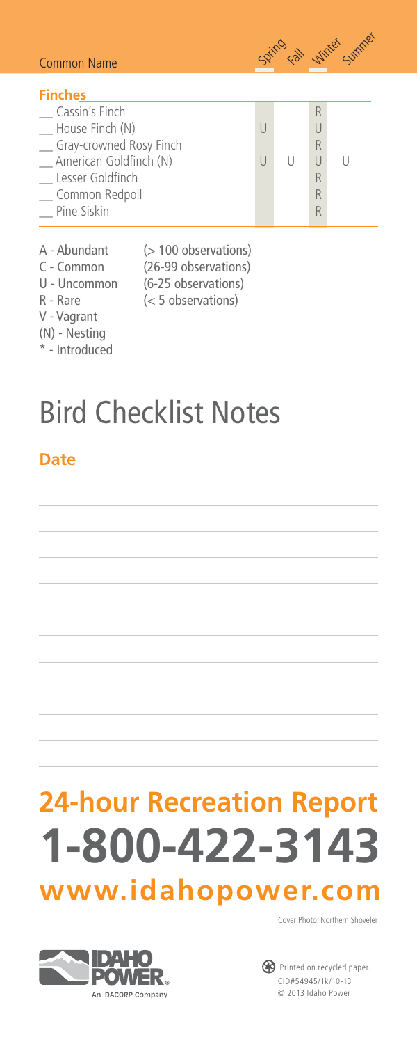| Common Name | Spring | Fall | Winter | Summer |
|---|---|---|---|---|
| **Finches** | | | | |
| __ Cassin's Finch | | | R | |
| __ House Finch (N) | U | | U | |
| __ Gray-crowned Rosy Finch | | | R | |
| __ American Goldfinch (N) | U | U | U | U |
| __ Lesser Goldfinch | | | R | |
| __ Common Redpoll | | | R | |
| __ Pine Siskin | | | R | |

A - Abundant (> 100 observations)
C - Common (26-99 observations)
U - Uncommon (6-25 observations)
R - Rare (< 5 observations)
V - Vagrant
(N) - Nesting
* - Introduced

# Bird Checklist Notes

**Date** ______________________________

______________________________

______________________________

______________________________

______________________________

______________________________

______________________________

______________________________

______________________________

______________________________

______________________________

## 24-hour Recreation Report

# 1-800-422-3143

## www.idahopower.com

Cover Photo: Northern Shoveler

IDAHO POWER®
An IDACORP Company

Printed on recycled paper.
CID#54945/1k/10-13
© 2013 Idaho Power